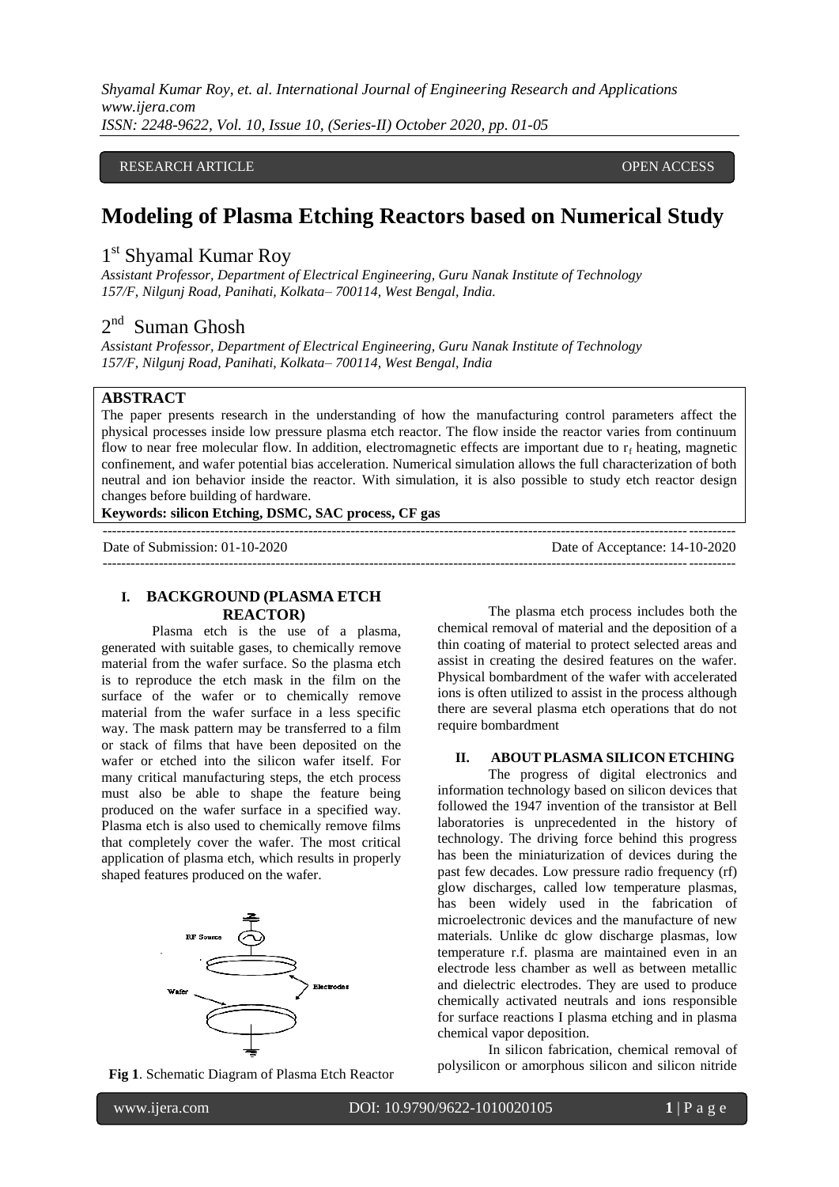RESEARCH ARTICLE OPEN ACCESS

# Modeling of Plasma Etching Reactors based on Numerical Study

## 1st Shyamal Kumar Roy

*Assistant Professor, Department of Electrical Engineering, Guru Nanak Institute of Technology 157/F, Nilgunj Road, Panihati, Kolkata– 700114, West Bengal, India.*

## 2nd Suman Ghosh

*Assistant Professor, Department of Electrical Engineering, Guru Nanak Institute of Technology 157/F, Nilgunj Road, Panihati, Kolkata– 700114, West Bengal, India*

**ABSTRACT**

The paper presents research in the understanding of how the manufacturing control parameters affect the physical processes inside low pressure plasma etch reactor. The flow inside the reactor varies from continuum flow to near free molecular flow. In addition, electromagnetic effects are important due to $r_f$ heating, magnetic confinement, and wafer potential bias acceleration. Numerical simulation allows the full characterization of both neutral and ion behavior inside the reactor. With simulation, it is also possible to study etch reactor design changes before building of hardware.

**Keywords: silicon Etching, DSMC, SAC process, CF gas**

Date of Submission: 01-10-2020 Date of Acceptance: 14-10-2020

## I. BACKGROUND (PLASMA ETCH REACTOR)

Plasma etch is the use of a plasma, generated with suitable gases, to chemically remove material from the wafer surface. So the plasma etch is to reproduce the etch mask in the film on the surface of the wafer or to chemically remove material from the wafer surface in a less specific way. The mask pattern may be transferred to a film or stack of films that have been deposited on the wafer or etched into the silicon wafer itself. For many critical manufacturing steps, the etch process must also be able to shape the feature being produced on the wafer surface in a specified way. Plasma etch is also used to chemically remove films that completely cover the wafer. The most critical application of plasma etch, which results in properly shaped features produced on the wafer.

**Fig 1**. Schematic Diagram of Plasma Etch Reactor

The plasma etch process includes both the chemical removal of material and the deposition of a thin coating of material to protect selected areas and assist in creating the desired features on the wafer. Physical bombardment of the wafer with accelerated ions is often utilized to assist in the process although there are several plasma etch operations that do not require bombardment

## II. ABOUT PLASMA SILICON ETCHING

The progress of digital electronics and information technology based on silicon devices that followed the 1947 invention of the transistor at Bell laboratories is unprecedented in the history of technology. The driving force behind this progress has been the miniaturization of devices during the past few decades. Low pressure radio frequency (rf) glow discharges, called low temperature plasmas, has been widely used in the fabrication of microelectronic devices and the manufacture of new materials. Unlike dc glow discharge plasmas, low temperature r.f. plasma are maintained even in an electrode less chamber as well as between metallic and dielectric electrodes. They are used to produce chemically activated neutrals and ions responsible for surface reactions I plasma etching and in plasma chemical vapor deposition.

In silicon fabrication, chemical removal of polysilicon or amorphous silicon and silicon nitride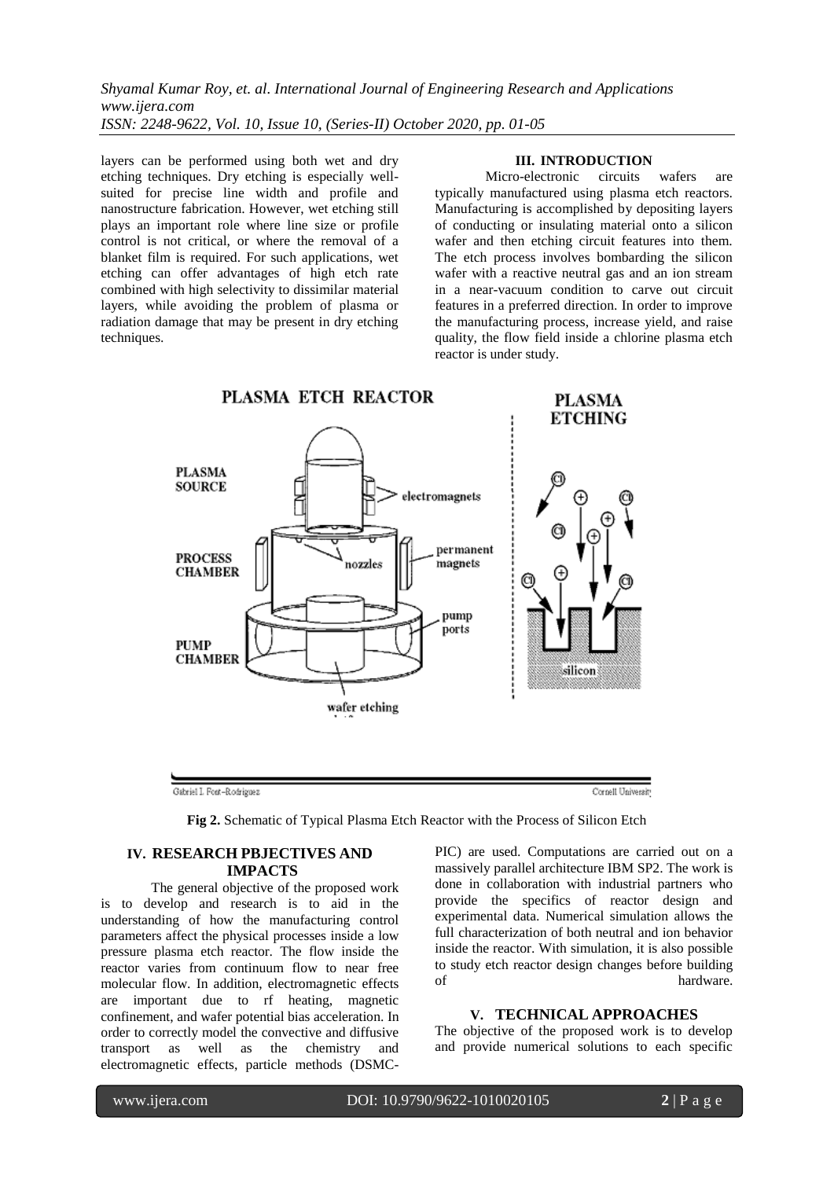layers can be performed using both wet and dry etching techniques. Dry etching is especially well-suited for precise line width and profile and nanostructure fabrication. However, wet etching still plays an important role where line size or profile control is not critical, or where the removal of a blanket film is required. For such applications, wet etching can offer advantages of high etch rate combined with high selectivity to dissimilar material layers, while avoiding the problem of plasma or radiation damage that may be present in dry etching techniques.

## III. INTRODUCTION

Micro-electronic circuits wafers are typically manufactured using plasma etch reactors. Manufacturing is accomplished by depositing layers of conducting or insulating material onto a silicon wafer and then etching circuit features into them. The etch process involves bombarding the silicon wafer with a reactive neutral gas and an ion stream in a near-vacuum condition to carve out circuit features in a preferred direction. In order to improve the manufacturing process, increase yield, and raise quality, the flow field inside a chlorine plasma etch reactor is under study.

**Fig 2.** Schematic of Typical Plasma Etch Reactor with the Process of Silicon Etch

## IV. RESEARCH PBJECTIVES AND IMPACTS

The general objective of the proposed work is to develop and research is to aid in the understanding of how the manufacturing control parameters affect the physical processes inside a low pressure plasma etch reactor. The flow inside the reactor varies from continuum flow to near free molecular flow. In addition, electromagnetic effects are important due to rf heating, magnetic confinement, and wafer potential bias acceleration. In order to correctly model the convective and diffusive transport as well as the chemistry and electromagnetic effects, particle methods (DSMC-PIC) are used. Computations are carried out on a massively parallel architecture IBM SP2. The work is done in collaboration with industrial partners who provide the specifics of reactor design and experimental data. Numerical simulation allows the full characterization of both neutral and ion behavior inside the reactor. With simulation, it is also possible to study etch reactor design changes before building of hardware.

## V. TECHNICAL APPROACHES

The objective of the proposed work is to develop and provide numerical solutions to each specific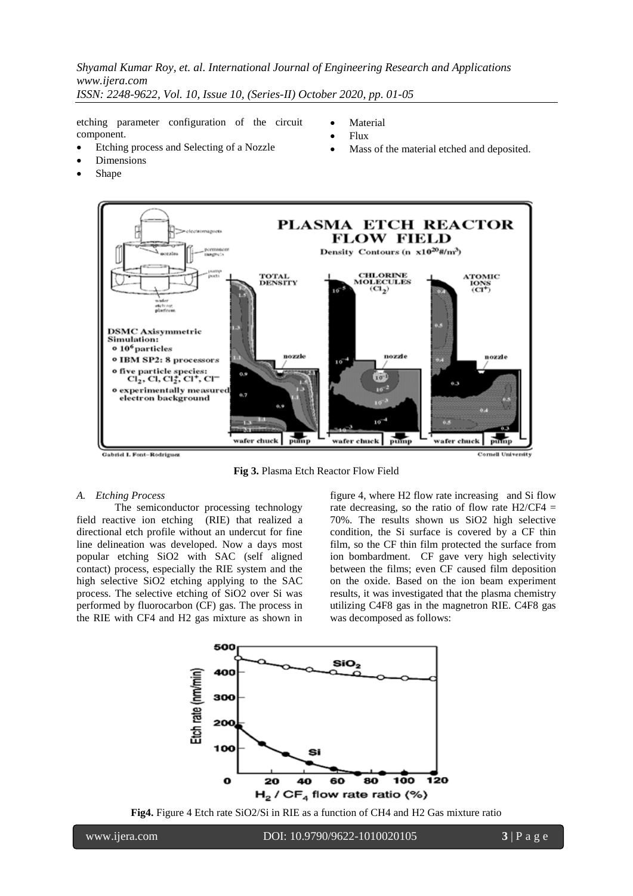etching parameter configuration of the circuit component.

- Etching process and Selecting of a Nozzle
- Dimensions
- Shape
- Material
- Flux
- Mass of the material etched and deposited.

**Fig 3.** Plasma Etch Reactor Flow Field

*A. Etching Process*

The semiconductor processing technology field reactive ion etching (RIE) that realized a directional etch profile without an undercut for fine line delineation was developed. Now a days most popular etching $SiO_2$ with SAC (self aligned contact) process, especially the RIE system and the high selective $SiO_2$ etching applying to the SAC process. The selective etching of $SiO_2$ over Si was performed by fluorocarbon (CF) gas. The process in the RIE with $CF_4$ and $H_2$ gas mixture as shown in figure 4, where $H_2$ flow rate increasing and Si flow rate decreasing, so the ratio of flow rate $H_2/CF_4$ = 70%. The results shown us $SiO_2$ high selective condition, the Si surface is covered by a CF thin film, so the CF thin film protected the surface from ion bombardment. CF gave very high selectivity between the films; even CF caused film deposition on the oxide. Based on the ion beam experiment results, it was investigated that the plasma chemistry utilizing $C_4F_8$ gas in the magnetron RIE. $C_4F_8$ gas was decomposed as follows:

**Fig4.** Figure 4 Etch rate $SiO_2$/Si in RIE as a function of $CH_4$ and $H_2$ Gas mixture ratio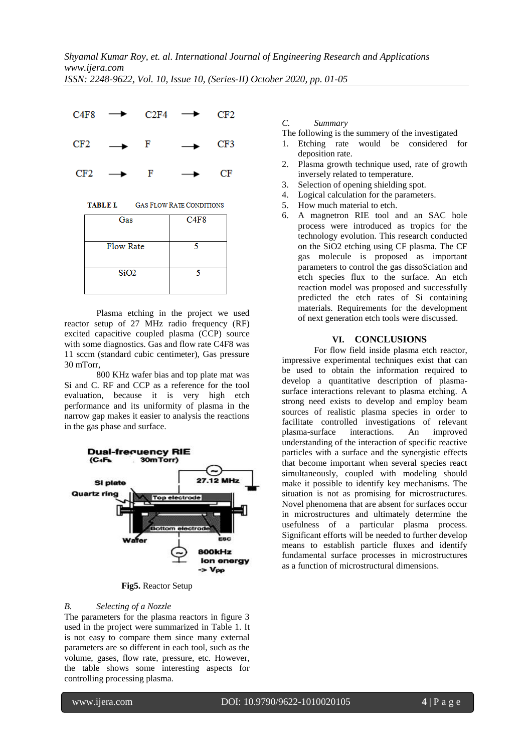| | | | | |
|---|---|---|---|---|
| $C_4F_8$ | → | $C_2F_4$ | → | $CF_2$ |
| $CF_2$ | → | F | → | $CF_3$ |
| $CF_2$ | → | F | → | CF |

**TABLE I.** GAS FLOW RATE CONDITIONS

| Gas | $C_4F_8$ |
|---|---|
| Flow Rate | 5 |
| $SiO_2$ | 5 |

Plasma etching in the project we used reactor setup of 27 MHz radio frequency (RF) excited capacitive coupled plasma (CCP) source with some diagnostics. Gas and flow rate $C_4F_8$ was 11 sccm (standard cubic centimeter), Gas pressure 30 mTorr,

800 KHz wafer bias and top plate mat was Si and C. RF and CCP as a reference for the tool evaluation, because it is very high etch performance and its uniformity of plasma in the narrow gap makes it easier to analysis the reactions in the gas phase and surface.

**Fig5.** Reactor Setup

*B. Selecting of a Nozzle*

The parameters for the plasma reactors in figure 3 used in the project were summarized in Table 1. It is not easy to compare them since many external parameters are so different in each tool, such as the volume, gases, flow rate, pressure, etc. However, the table shows some interesting aspects for controlling processing plasma.

*C. Summary*

The following is the summery of the investigated

1. Etching rate would be considered for deposition rate.
2. Plasma growth technique used, rate of growth inversely related to temperature.
3. Selection of opening shielding spot.
4. Logical calculation for the parameters.
5. How much material to etch.
6. A magnetron RIE tool and an SAC hole process were introduced as tropics for the technology evolution. This research conducted on the $SiO_2$ etching using CF plasma. The CF gas molecule is proposed as important parameters to control the gas dissoSciation and etch species flux to the surface. An etch reaction model was proposed and successfully predicted the etch rates of Si containing materials. Requirements for the development of next generation etch tools were discussed.

## VI. CONCLUSIONS

For flow field inside plasma etch reactor, impressive experimental techniques exist that can be used to obtain the information required to develop a quantitative description of plasma-surface interactions relevant to plasma etching. A strong need exists to develop and employ beam sources of realistic plasma species in order to facilitate controlled investigations of relevant plasma-surface interactions. An improved understanding of the interaction of specific reactive particles with a surface and the synergistic effects that become important when several species react simultaneously, coupled with modeling should make it possible to identify key mechanisms. The situation is not as promising for microstructures. Novel phenomena that are absent for surfaces occur in microstructures and ultimately determine the usefulness of a particular plasma process. Significant efforts will be needed to further develop means to establish particle fluxes and identify fundamental surface processes in microstructures as a function of microstructural dimensions.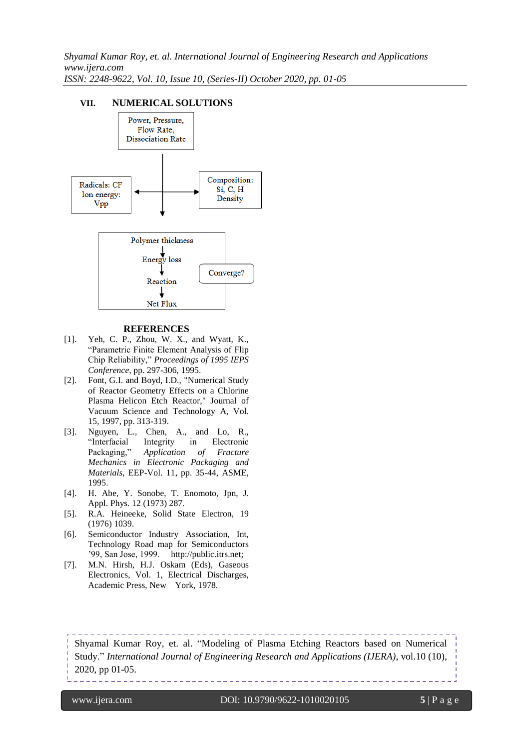## VII. NUMERICAL SOLUTIONS

Power, Pressure, Flow Rate, Dissociation Rate

Radicals: CF
Ion energy: Vpp

Composition: Si, C, H
Density

Polymer thickness
Energy loss
Reaction
Net Flux

Converge?

## REFERENCES

[1]. Yeh, C. P., Zhou, W. X., and Wyatt, K., "Parametric Finite Element Analysis of Flip Chip Reliability," *Proceedings of 1995 IEPS Conference*, pp. 297-306, 1995.

[2]. Font, G.I. and Boyd, I.D., "Numerical Study of Reactor Geometry Effects on a Chlorine Plasma Helicon Etch Reactor," Journal of Vacuum Science and Technology A, Vol. 15, 1997, pp. 313-319.

[3]. Nguyen, L., Chen, A., and Lo, R., "Interfacial Integrity in Electronic Packaging," *Application of Fracture Mechanics in Electronic Packaging and Materials*, EEP-Vol. 11, pp. 35-44, ASME, 1995.

[4]. H. Abe, Y. Sonobe, T. Enomoto, Jpn, J. Appl. Phys. 12 (1973) 287.

[5]. R.A. Heineeke, Solid State Electron, 19 (1976) 1039.

[6]. Semiconductor Industry Association, Int, Technology Road map for Semiconductors '99, San Jose, 1999. http://public.itrs.net;

[7]. M.N. Hirsh, H.J. Oskam (Eds), Gaseous Electronics, Vol. 1, Electrical Discharges, Academic Press, New York, 1978.

Shyamal Kumar Roy, et. al. "Modeling of Plasma Etching Reactors based on Numerical Study." *International Journal of Engineering Research and Applications (IJERA)*, vol.10 (10), 2020, pp 01-05.